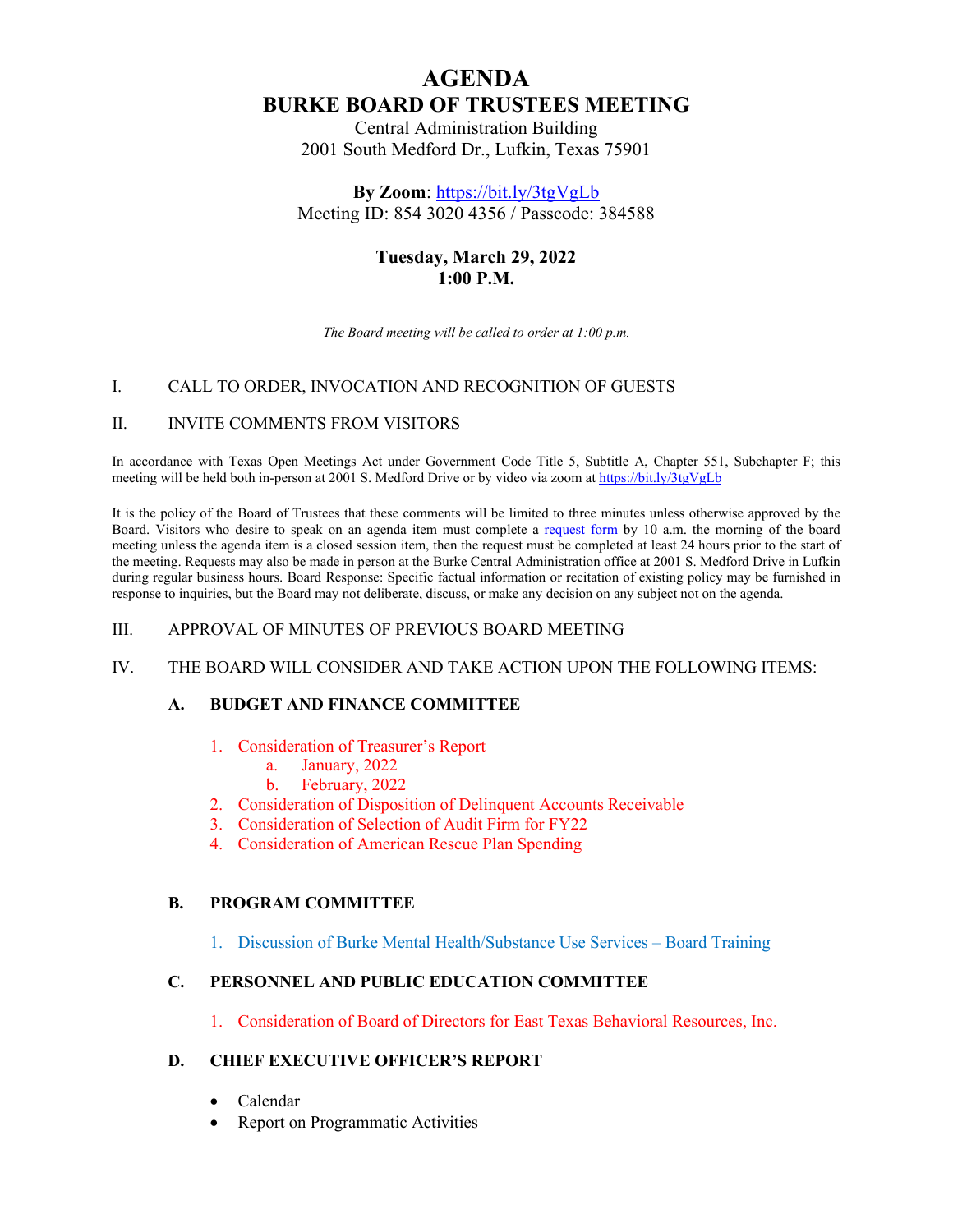# AGENDA
# BURKE BOARD OF TRUSTEES MEETING

Central Administration Building
2001 South Medford Dr., Lufkin, Texas 75901

**By Zoom**: https://bit.ly/3tgVgLb
Meeting ID: 854 3020 4356 / Passcode: 384588

**Tuesday, March 29, 2022**
**1:00 P.M.**

*The Board meeting will be called to order at 1:00 p.m.*

I. CALL TO ORDER, INVOCATION AND RECOGNITION OF GUESTS

II. INVITE COMMENTS FROM VISITORS

In accordance with Texas Open Meetings Act under Government Code Title 5, Subtitle A, Chapter 551, Subchapter F; this meeting will be held both in-person at 2001 S. Medford Drive or by video via zoom at https://bit.ly/3tgVgLb

It is the policy of the Board of Trustees that these comments will be limited to three minutes unless otherwise approved by the Board. Visitors who desire to speak on an agenda item must complete a request form by 10 a.m. the morning of the board meeting unless the agenda item is a closed session item, then the request must be completed at least 24 hours prior to the start of the meeting. Requests may also be made in person at the Burke Central Administration office at 2001 S. Medford Drive in Lufkin during regular business hours. Board Response: Specific factual information or recitation of existing policy may be furnished in response to inquiries, but the Board may not deliberate, discuss, or make any decision on any subject not on the agenda.

III. APPROVAL OF MINUTES OF PREVIOUS BOARD MEETING

IV. THE BOARD WILL CONSIDER AND TAKE ACTION UPON THE FOLLOWING ITEMS:

**A. BUDGET AND FINANCE COMMITTEE**

1. Consideration of Treasurer's Report
   a. January, 2022
   b. February, 2022
2. Consideration of Disposition of Delinquent Accounts Receivable
3. Consideration of Selection of Audit Firm for FY22
4. Consideration of American Rescue Plan Spending

**B. PROGRAM COMMITTEE**

1. Discussion of Burke Mental Health/Substance Use Services – Board Training

**C. PERSONNEL AND PUBLIC EDUCATION COMMITTEE**

1. Consideration of Board of Directors for East Texas Behavioral Resources, Inc.

**D. CHIEF EXECUTIVE OFFICER'S REPORT**

- Calendar
- Report on Programmatic Activities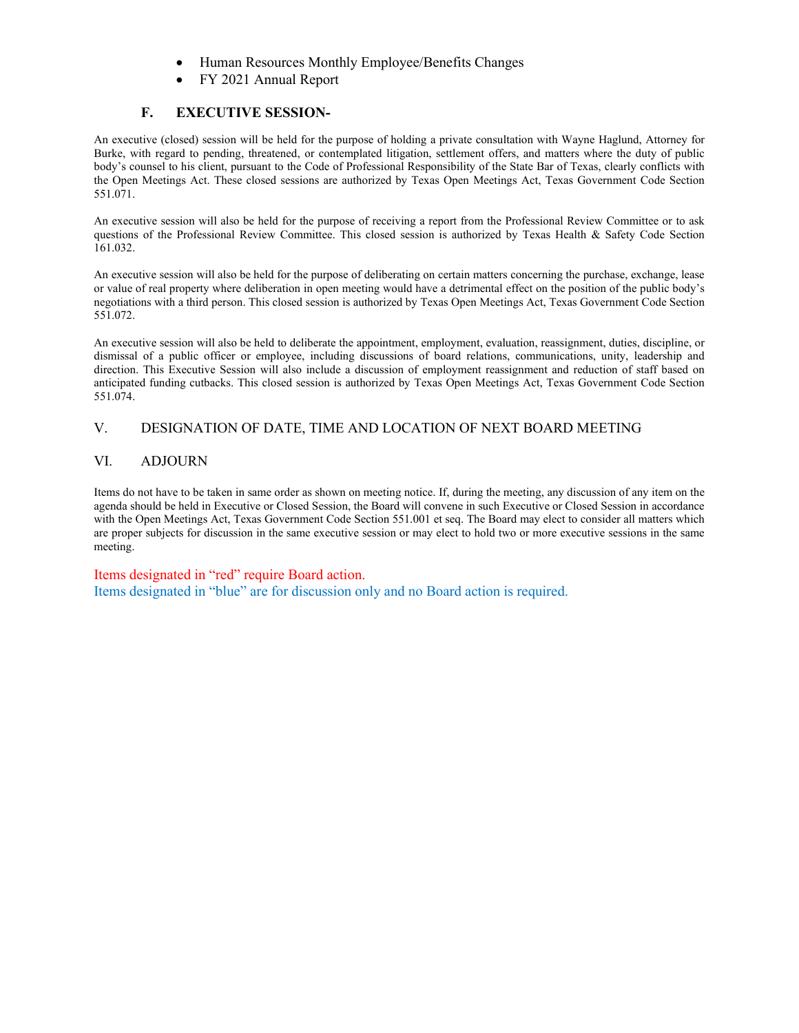- Human Resources Monthly Employee/Benefits Changes
- FY 2021 Annual Report

### F. EXECUTIVE SESSION-

An executive (closed) session will be held for the purpose of holding a private consultation with Wayne Haglund, Attorney for Burke, with regard to pending, threatened, or contemplated litigation, settlement offers, and matters where the duty of public body's counsel to his client, pursuant to the Code of Professional Responsibility of the State Bar of Texas, clearly conflicts with the Open Meetings Act. These closed sessions are authorized by Texas Open Meetings Act, Texas Government Code Section 551.071.

An executive session will also be held for the purpose of receiving a report from the Professional Review Committee or to ask questions of the Professional Review Committee. This closed session is authorized by Texas Health & Safety Code Section 161.032.

An executive session will also be held for the purpose of deliberating on certain matters concerning the purchase, exchange, lease or value of real property where deliberation in open meeting would have a detrimental effect on the position of the public body's negotiations with a third person. This closed session is authorized by Texas Open Meetings Act, Texas Government Code Section 551.072.

An executive session will also be held to deliberate the appointment, employment, evaluation, reassignment, duties, discipline, or dismissal of a public officer or employee, including discussions of board relations, communications, unity, leadership and direction. This Executive Session will also include a discussion of employment reassignment and reduction of staff based on anticipated funding cutbacks. This closed session is authorized by Texas Open Meetings Act, Texas Government Code Section 551.074.

## V. DESIGNATION OF DATE, TIME AND LOCATION OF NEXT BOARD MEETING

## VI. ADJOURN

Items do not have to be taken in same order as shown on meeting notice. If, during the meeting, any discussion of any item on the agenda should be held in Executive or Closed Session, the Board will convene in such Executive or Closed Session in accordance with the Open Meetings Act, Texas Government Code Section 551.001 et seq. The Board may elect to consider all matters which are proper subjects for discussion in the same executive session or may elect to hold two or more executive sessions in the same meeting.

Items designated in "red" require Board action.
Items designated in "blue" are for discussion only and no Board action is required.